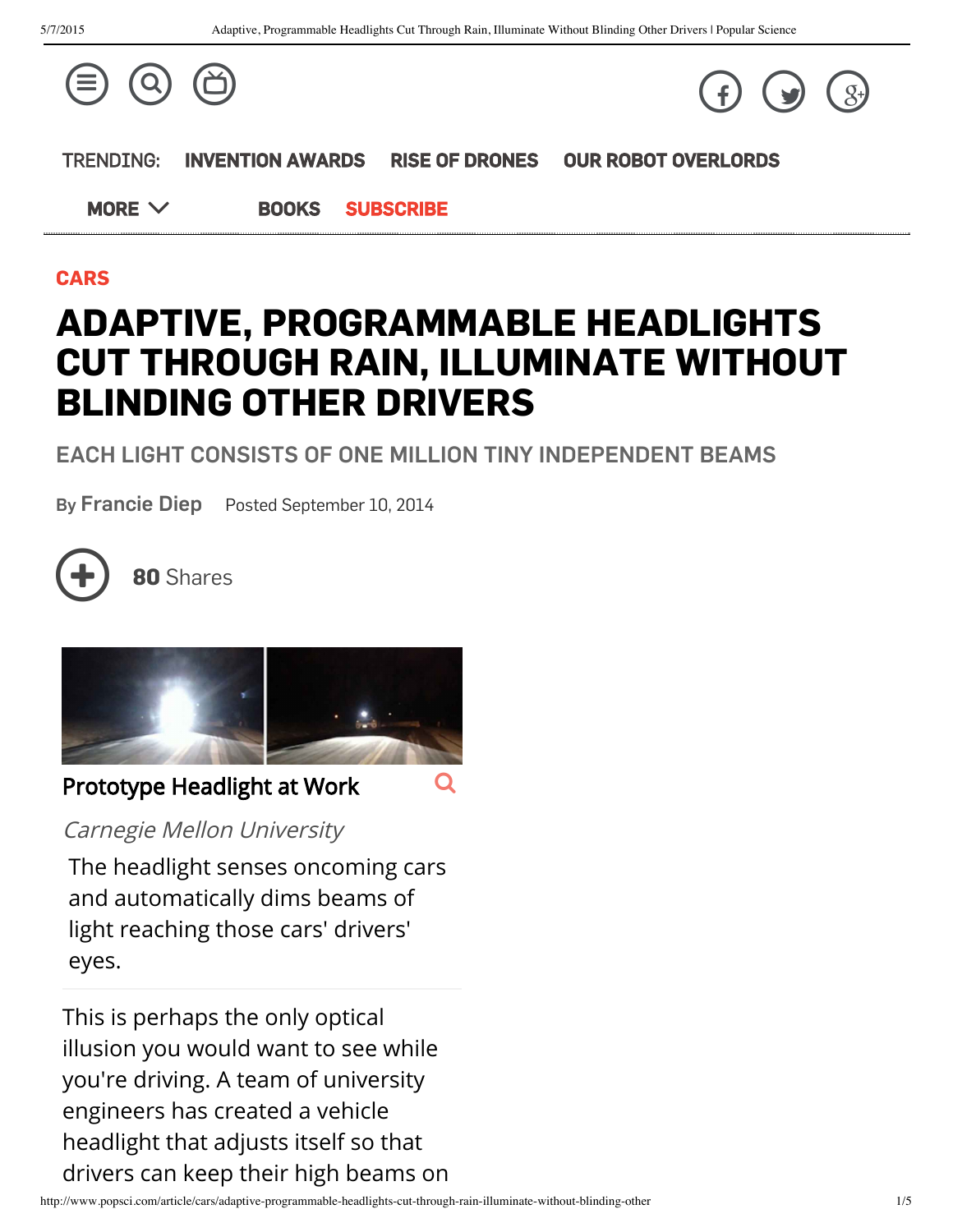TRENDING: INVENTION AWARDS RISE OF DRONES OUR ROBOT OVERLORDS

MORE BOOKS SUBSCRIBE

CARS

# ADAPTIVE, PROGRAMMABLE HEADLIGHTS CUT THROUGH RAIN, ILLUMINATE WITHOUT BLINDING OTHER DRIVERS

## EACH LIGHT CONSISTS OF ONE MILLION TINY INDEPENDENT BEAMS

By **Francie Diep** Posted September 10, 2014

**80** Shares

**Prototype Headlight at Work**

*Carnegie Mellon University*

The headlight senses oncoming cars and automatically dims beams of light reaching those cars' drivers' eyes.

This is perhaps the only optical illusion you would want to see while you're driving. A team of university engineers has created a vehicle headlight that adjusts itself so that drivers can keep their high beams on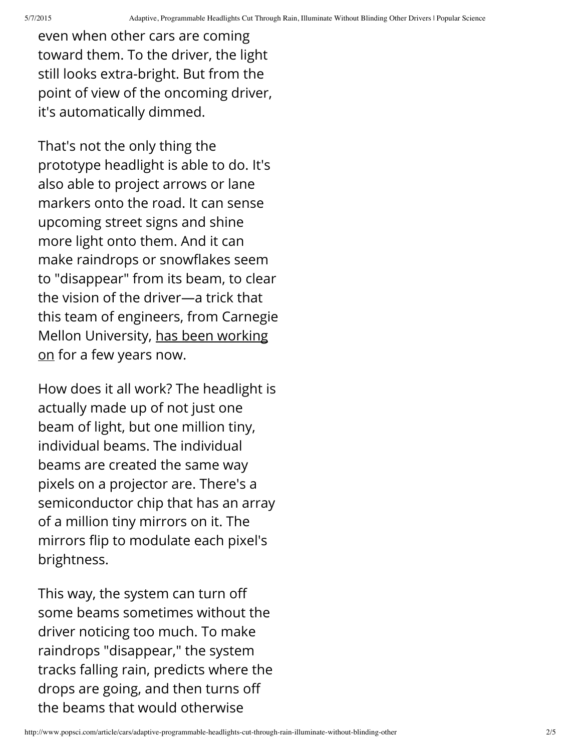even when other cars are coming toward them. To the driver, the light still looks extra-bright. But from the point of view of the oncoming driver, it's automatically dimmed.

That's not the only thing the prototype headlight is able to do. It's also able to project arrows or lane markers onto the road. It can sense upcoming street signs and shine more light onto them. And it can make raindrops or snowflakes seem to "disappear" from its beam, to clear the vision of the driver—a trick that this team of engineers, from Carnegie Mellon University, has been working on for a few years now.

How does it all work? The headlight is actually made up of not just one beam of light, but one million tiny, individual beams. The individual beams are created the same way pixels on a projector are. There's a semiconductor chip that has an array of a million tiny mirrors on it. The mirrors flip to modulate each pixel's brightness.

This way, the system can turn off some beams sometimes without the driver noticing too much. To make raindrops "disappear," the system tracks falling rain, predicts where the drops are going, and then turns off the beams that would otherwise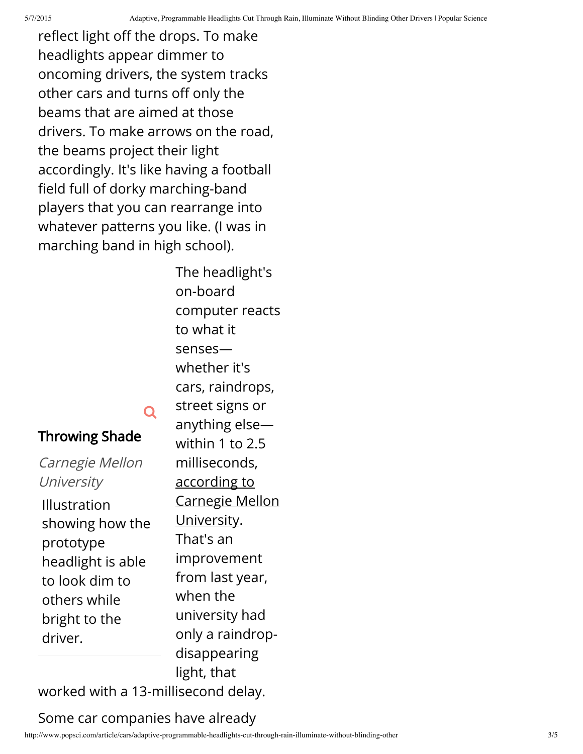reflect light off the drops. To make headlights appear dimmer to oncoming drivers, the system tracks other cars and turns off only the beams that are aimed at those drivers. To make arrows on the road, the beams project their light accordingly. It's like having a football field full of dorky marching-band players that you can rearrange into whatever patterns you like. (I was in marching band in high school).

**Throwing Shade**

*Carnegie Mellon University*

Illustration showing how the prototype headlight is able to look dim to others while bright to the driver.

The headlight's on-board computer reacts to what it senses—whether it's cars, raindrops, street signs or anything else—within 1 to 2.5 milliseconds, according to Carnegie Mellon University. That's an improvement from last year, when the university had only a raindrop-disappearing light, that worked with a 13-millisecond delay.

Some car companies have already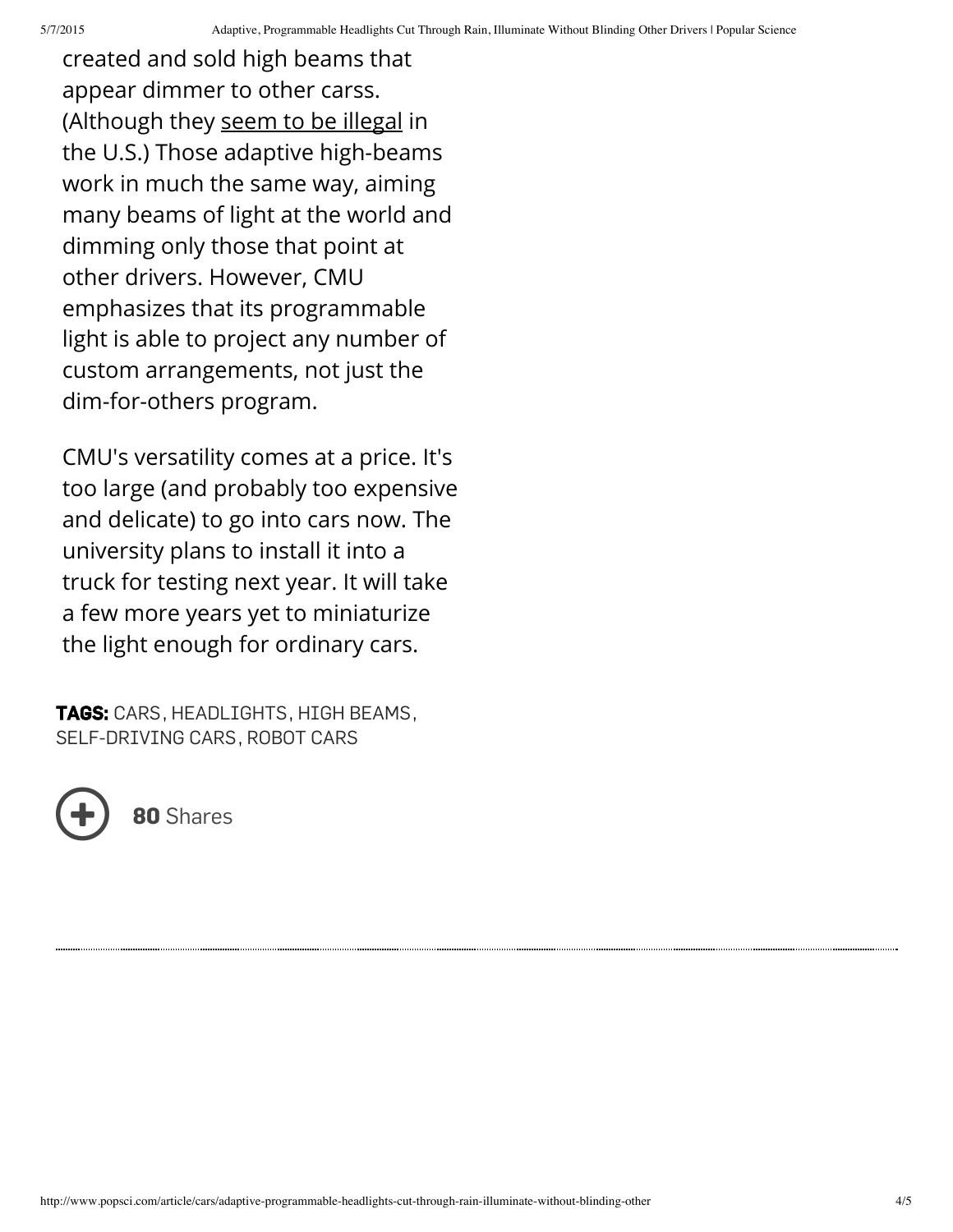created and sold high beams that appear dimmer to other carss. (Although they seem to be illegal in the U.S.) Those adaptive high-beams work in much the same way, aiming many beams of light at the world and dimming only those that point at other drivers. However, CMU emphasizes that its programmable light is able to project any number of custom arrangements, not just the dim-for-others program.

CMU's versatility comes at a price. It's too large (and probably too expensive and delicate) to go into cars now. The university plans to install it into a truck for testing next year. It will take a few more years yet to miniaturize the light enough for ordinary cars.

**TAGS:** CARS, HEADLIGHTS, HIGH BEAMS, SELF-DRIVING CARS, ROBOT CARS

**80** Shares